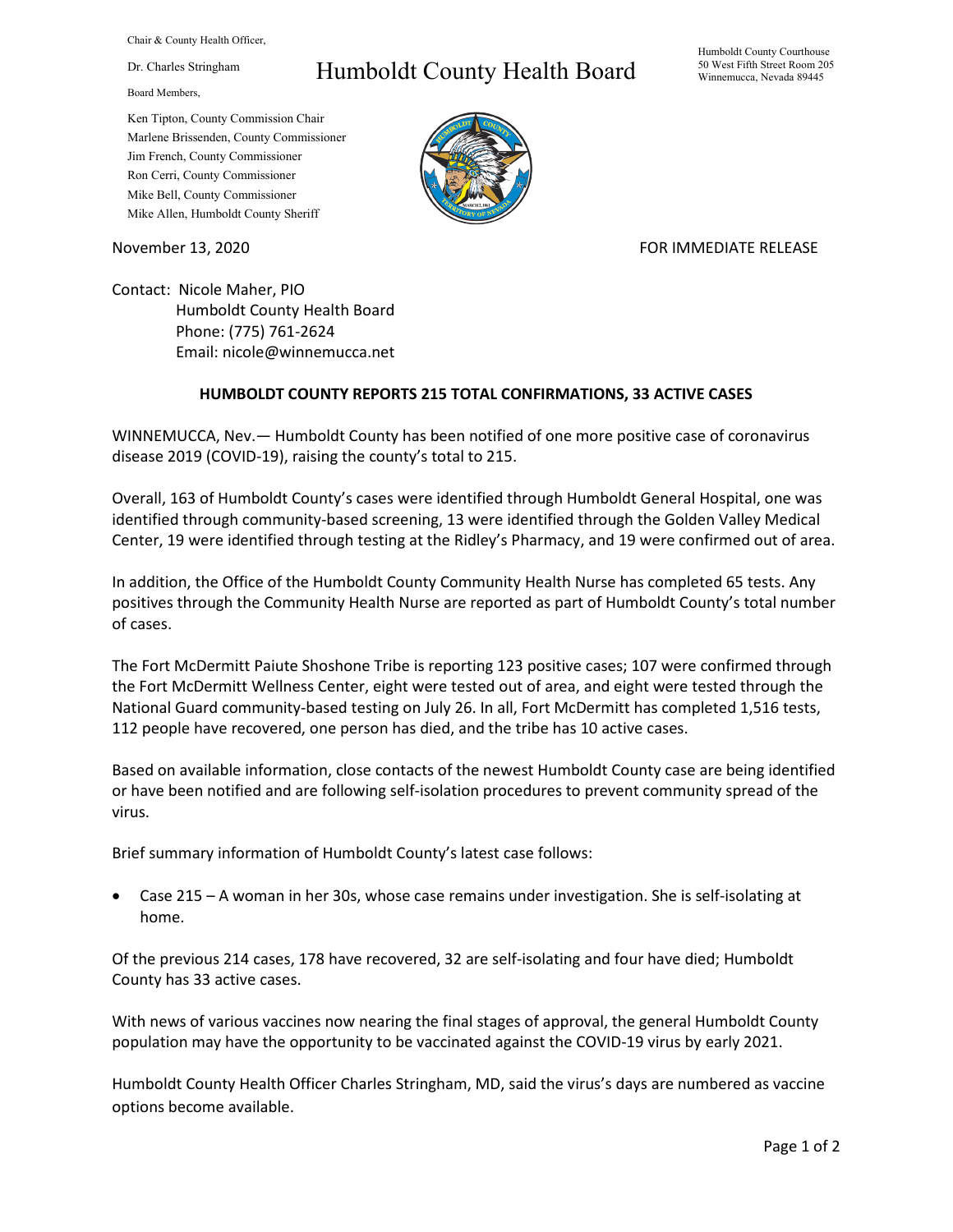Chair & County Health Officer,

Dr. Charles Stringham

Board Members,

Ken Tipton, County Commission Chair
Marlene Brissenden, County Commissioner
Jim French, County Commissioner
Ron Cerri, County Commissioner
Mike Bell, County Commissioner
Mike Allen, Humboldt County Sheriff

# Humboldt County Health Board

Humboldt County Courthouse
50 West Fifth Street Room 205
Winnemucca, Nevada 89445

November 13, 2020

FOR IMMEDIATE RELEASE

Contact: Nicole Maher, PIO
Humboldt County Health Board
Phone: (775) 761-2624
Email: nicole@winnemucca.net

## HUMBOLDT COUNTY REPORTS 215 TOTAL CONFIRMATIONS, 33 ACTIVE CASES

WINNEMUCCA, Nev.— Humboldt County has been notified of one more positive case of coronavirus disease 2019 (COVID-19), raising the county's total to 215.

Overall, 163 of Humboldt County's cases were identified through Humboldt General Hospital, one was identified through community-based screening, 13 were identified through the Golden Valley Medical Center, 19 were identified through testing at the Ridley's Pharmacy, and 19 were confirmed out of area.

In addition, the Office of the Humboldt County Community Health Nurse has completed 65 tests. Any positives through the Community Health Nurse are reported as part of Humboldt County's total number of cases.

The Fort McDermitt Paiute Shoshone Tribe is reporting 123 positive cases; 107 were confirmed through the Fort McDermitt Wellness Center, eight were tested out of area, and eight were tested through the National Guard community-based testing on July 26. In all, Fort McDermitt has completed 1,516 tests, 112 people have recovered, one person has died, and the tribe has 10 active cases.

Based on available information, close contacts of the newest Humboldt County case are being identified or have been notified and are following self-isolation procedures to prevent community spread of the virus.

Brief summary information of Humboldt County's latest case follows:

- Case 215 – A woman in her 30s, whose case remains under investigation. She is self-isolating at home.

Of the previous 214 cases, 178 have recovered, 32 are self-isolating and four have died; Humboldt County has 33 active cases.

With news of various vaccines now nearing the final stages of approval, the general Humboldt County population may have the opportunity to be vaccinated against the COVID-19 virus by early 2021.

Humboldt County Health Officer Charles Stringham, MD, said the virus's days are numbered as vaccine options become available.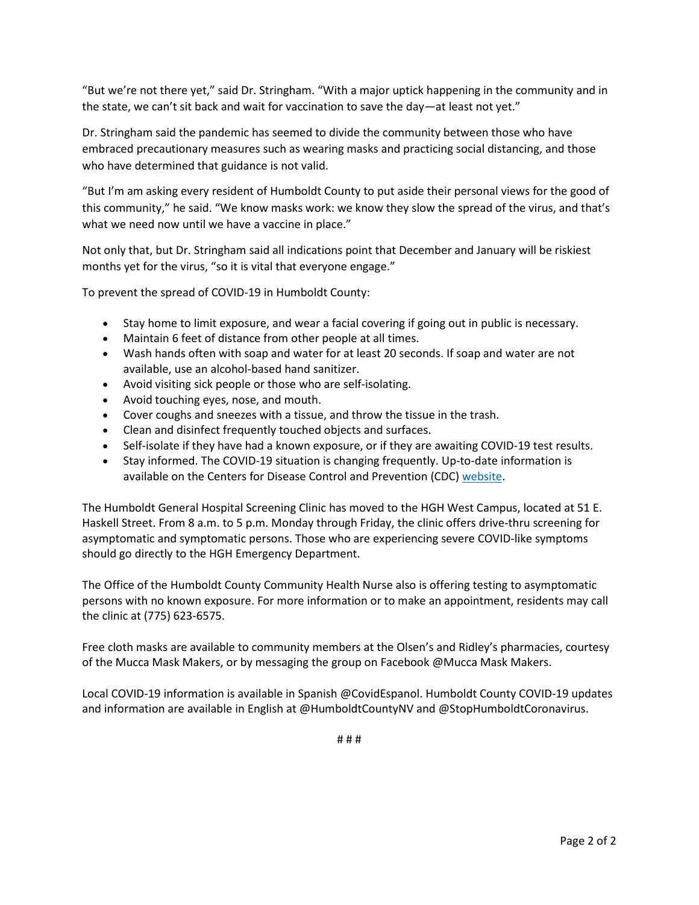"But we're not there yet," said Dr. Stringham. "With a major uptick happening in the community and in the state, we can't sit back and wait for vaccination to save the day—at least not yet."

Dr. Stringham said the pandemic has seemed to divide the community between those who have embraced precautionary measures such as wearing masks and practicing social distancing, and those who have determined that guidance is not valid.

"But I'm am asking every resident of Humboldt County to put aside their personal views for the good of this community," he said. "We know masks work: we know they slow the spread of the virus, and that's what we need now until we have a vaccine in place."

Not only that, but Dr. Stringham said all indications point that December and January will be riskiest months yet for the virus, "so it is vital that everyone engage."

To prevent the spread of COVID-19 in Humboldt County:

- Stay home to limit exposure, and wear a facial covering if going out in public is necessary.
- Maintain 6 feet of distance from other people at all times.
- Wash hands often with soap and water for at least 20 seconds. If soap and water are not available, use an alcohol-based hand sanitizer.
- Avoid visiting sick people or those who are self-isolating.
- Avoid touching eyes, nose, and mouth.
- Cover coughs and sneezes with a tissue, and throw the tissue in the trash.
- Clean and disinfect frequently touched objects and surfaces.
- Self-isolate if they have had a known exposure, or if they are awaiting COVID-19 test results.
- Stay informed. The COVID-19 situation is changing frequently. Up-to-date information is available on the Centers for Disease Control and Prevention (CDC) website.

The Humboldt General Hospital Screening Clinic has moved to the HGH West Campus, located at 51 E. Haskell Street. From 8 a.m. to 5 p.m. Monday through Friday, the clinic offers drive-thru screening for asymptomatic and symptomatic persons. Those who are experiencing severe COVID-like symptoms should go directly to the HGH Emergency Department.

The Office of the Humboldt County Community Health Nurse also is offering testing to asymptomatic persons with no known exposure. For more information or to make an appointment, residents may call the clinic at (775) 623-6575.

Free cloth masks are available to community members at the Olsen's and Ridley's pharmacies, courtesy of the Mucca Mask Makers, or by messaging the group on Facebook @Mucca Mask Makers.

Local COVID-19 information is available in Spanish @CovidEspanol. Humboldt County COVID-19 updates and information are available in English at @HumboldtCountyNV and @StopHumboldtCoronavirus.

# # #